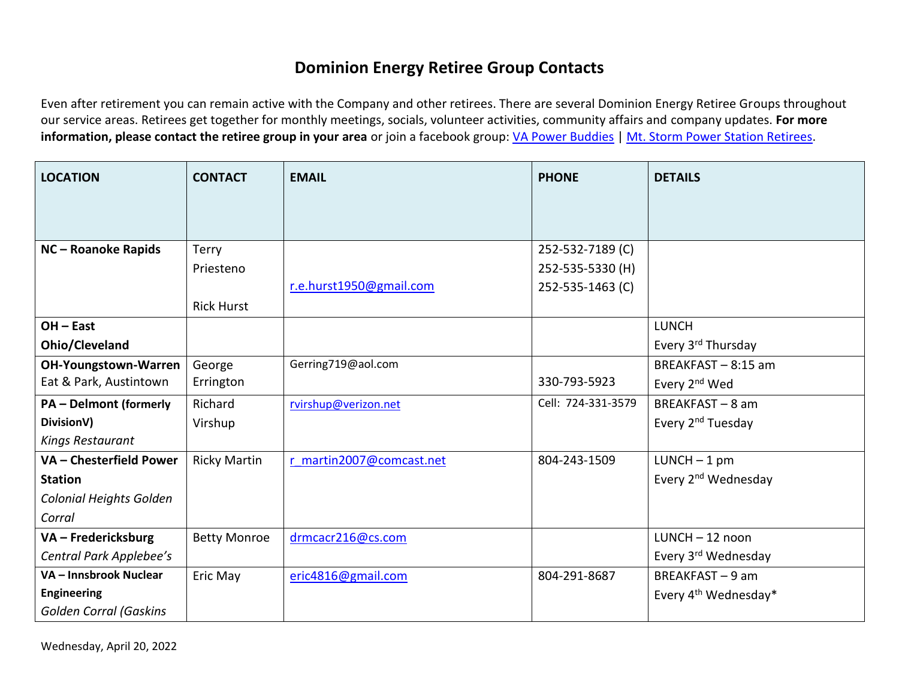# Dominion Energy Retiree Group Contacts

Even after retirement you can remain active with the Company and other retirees. There are several Dominion Energy Retiree Groups throughout our service areas. Retirees get together for monthly meetings, socials, volunteer activities, community affairs and company updates. **For more information, please contact the retiree group in your area** or join a facebook group: VA Power Buddies | Mt. Storm Power Station Retirees.

| LOCATION | CONTACT | EMAIL | PHONE | DETAILS |
|---|---|---|---|---|
| **NC – Roanoke Rapids** | Terry Priesteno<br><br>Rick Hurst | r.e.hurst1950@gmail.com | 252-532-7189 (C)<br>252-535-5330 (H)<br>252-535-1463 (C) | |
| **OH – East Ohio/Cleveland** | | | | LUNCH<br>Every 3rd Thursday |
| **OH-Youngstown-Warren**<br>Eat & Park, Austintown | George Errington | Gerring719@aol.com | 330-793-5923 | BREAKFAST – 8:15 am<br>Every 2nd Wed |
| **PA – Delmont (formerly DivisionV)**<br>*Kings Restaurant* | Richard Virshup | rvirshup@verizon.net | Cell: 724-331-3579 | BREAKFAST – 8 am<br>Every 2nd Tuesday |
| **VA – Chesterfield Power Station**<br>*Colonial Heights Golden Corral* | Ricky Martin | r_martin2007@comcast.net | 804-243-1509 | LUNCH – 1 pm<br>Every 2nd Wednesday |
| **VA – Fredericksburg**<br>*Central Park Applebee's* | Betty Monroe | drmcacr216@cs.com | | LUNCH – 12 noon<br>Every 3rd Wednesday |
| **VA – Innsbrook Nuclear Engineering**<br>*Golden Corral (Gaskins* | Eric May | eric4816@gmail.com | 804-291-8687 | BREAKFAST – 9 am<br>Every 4th Wednesday* |

Wednesday, April 20, 2022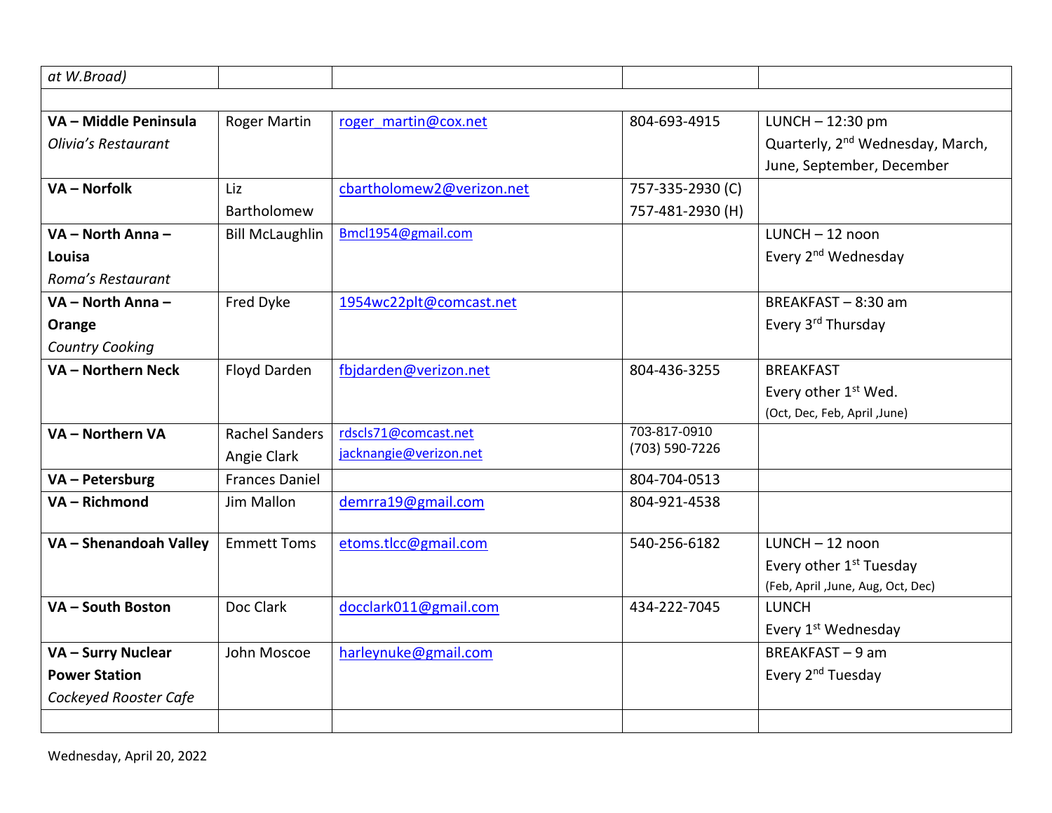| *at W.Broad)* | | | | |
|---|---|---|---|---|
| | | | | |
| **VA – Middle Peninsula** *Olivia's Restaurant* | Roger Martin | roger_martin@cox.net | 804-693-4915 | LUNCH – 12:30 pm Quarterly, 2nd Wednesday, March, June, September, December |
| **VA – Norfolk** | Liz Bartholomew | cbartholomew2@verizon.net | 757-335-2930 (C) 757-481-2930 (H) | |
| **VA – North Anna – Louisa** *Roma's Restaurant* | Bill McLaughlin | Bmcl1954@gmail.com | | LUNCH – 12 noon Every 2nd Wednesday |
| **VA – North Anna – Orange** *Country Cooking* | Fred Dyke | 1954wc22plt@comcast.net | | BREAKFAST – 8:30 am Every 3rd Thursday |
| **VA – Northern Neck** | Floyd Darden | fbjdarden@verizon.net | 804-436-3255 | BREAKFAST Every other 1st Wed. (Oct, Dec, Feb, April ,June) |
| **VA – Northern VA** | Rachel Sanders Angie Clark | rdscls71@comcast.net jacknangie@verizon.net | 703-817-0910 (703) 590-7226 | |
| **VA – Petersburg** | Frances Daniel | | 804-704-0513 | |
| **VA – Richmond** | Jim Mallon | demrra19@gmail.com | 804-921-4538 | |
| **VA – Shenandoah Valley** | Emmett Toms | etoms.tlcc@gmail.com | 540-256-6182 | LUNCH – 12 noon Every other 1st Tuesday (Feb, April ,June, Aug, Oct, Dec) |
| **VA – South Boston** | Doc Clark | docclark011@gmail.com | 434-222-7045 | LUNCH Every 1st Wednesday |
| **VA – Surry Nuclear Power Station** *Cockeyed Rooster Cafe* | John Moscoe | harleynuke@gmail.com | | BREAKFAST – 9 am Every 2nd Tuesday |
| | | | | |

Wednesday, April 20, 2022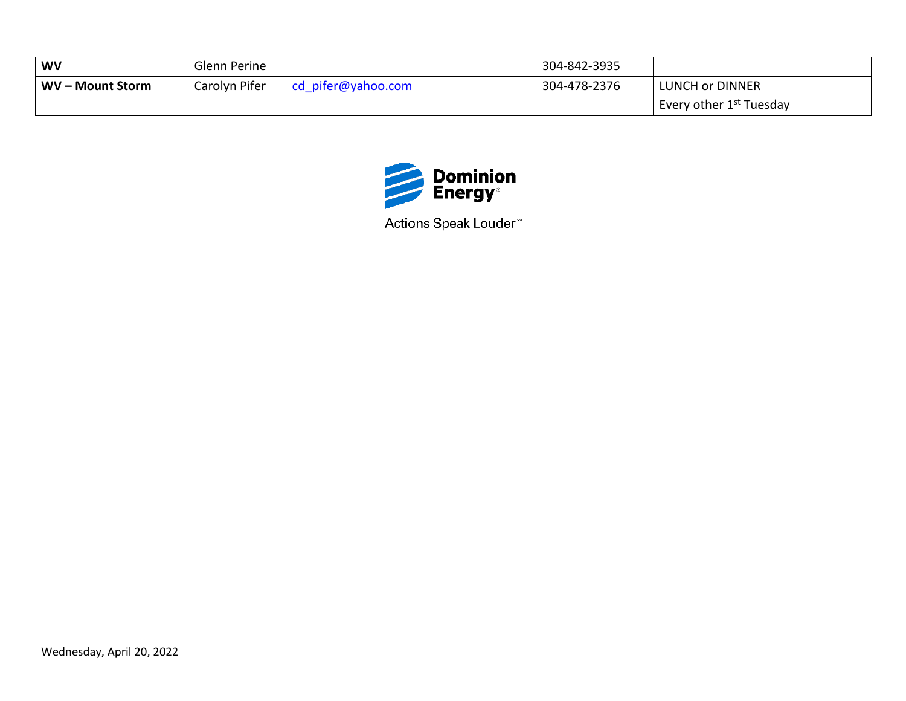| | | | | |
|---|---|---|---|---|
| **WV** | Glenn Perine | | 304-842-3935 | |
| **WV – Mount Storm** | Carolyn Pifer | cd_pifer@yahoo.com | 304-478-2376 | LUNCH or DINNER<br>Every other 1st Tuesday |

Dominion Energy

Actions Speak Louder℠

Wednesday, April 20, 2022